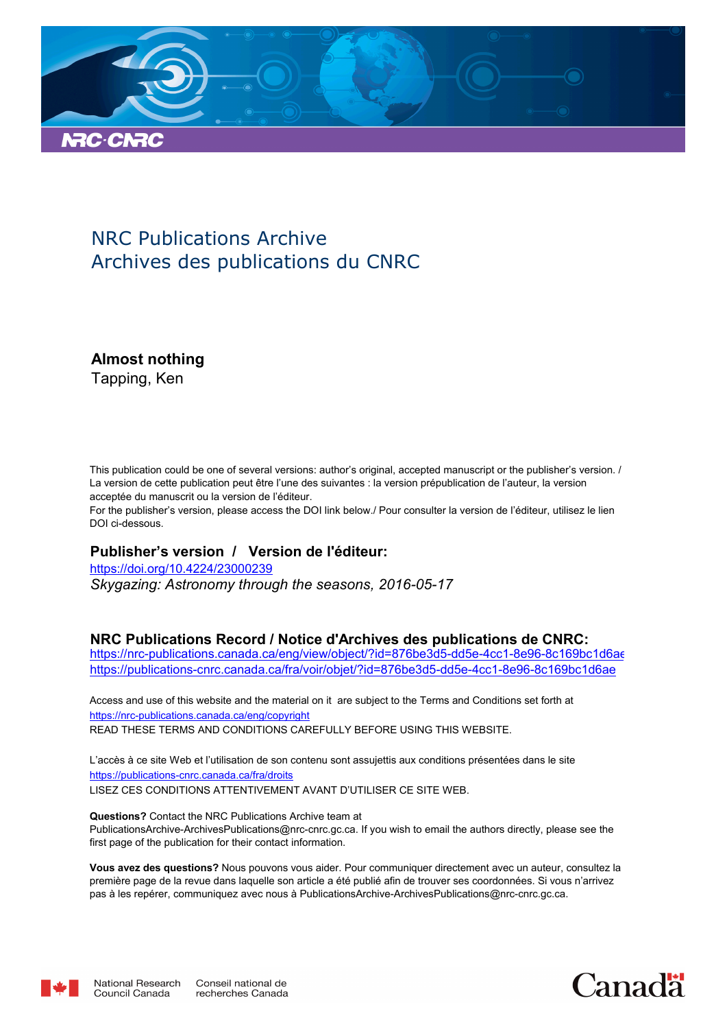NRC Publications Archive
Archives des publications du CNRC

# Almost nothing

Tapping, Ken

This publication could be one of several versions: author's original, accepted manuscript or the publisher's version. / La version de cette publication peut être l'une des suivantes : la version prépublication de l'auteur, la version acceptée du manuscrit ou la version de l'éditeur.

For the publisher's version, please access the DOI link below./ Pour consulter la version de l'éditeur, utilisez le lien DOI ci-dessous.

## Publisher's version / Version de l'éditeur:

https://doi.org/10.4224/23000239

*Skygazing: Astronomy through the seasons, 2016-05-17*

## NRC Publications Record / Notice d'Archives des publications de CNRC:

https://nrc-publications.canada.ca/eng/view/object/?id=876be3d5-dd5e-4cc1-8e96-8c169bc1d6ae
https://publications-cnrc.canada.ca/fra/voir/objet/?id=876be3d5-dd5e-4cc1-8e96-8c169bc1d6ae

Access and use of this website and the material on it are subject to the Terms and Conditions set forth at
https://nrc-publications.canada.ca/eng/copyright
READ THESE TERMS AND CONDITIONS CAREFULLY BEFORE USING THIS WEBSITE.

L'accès à ce site Web et l'utilisation de son contenu sont assujettis aux conditions présentées dans le site
https://publications-cnrc.canada.ca/fra/droits
LISEZ CES CONDITIONS ATTENTIVEMENT AVANT D'UTILISER CE SITE WEB.

**Questions?** Contact the NRC Publications Archive team at
PublicationsArchive-ArchivesPublications@nrc-cnrc.gc.ca. If you wish to email the authors directly, please see the first page of the publication for their contact information.

**Vous avez des questions?** Nous pouvons vous aider. Pour communiquer directement avec un auteur, consultez la première page de la revue dans laquelle son article a été publié afin de trouver ses coordonnées. Si vous n'arrivez pas à les repérer, communiquez avec nous à PublicationsArchive-ArchivesPublications@nrc-cnrc.gc.ca.

National Research Council Canada | Conseil national de recherches Canada

Canada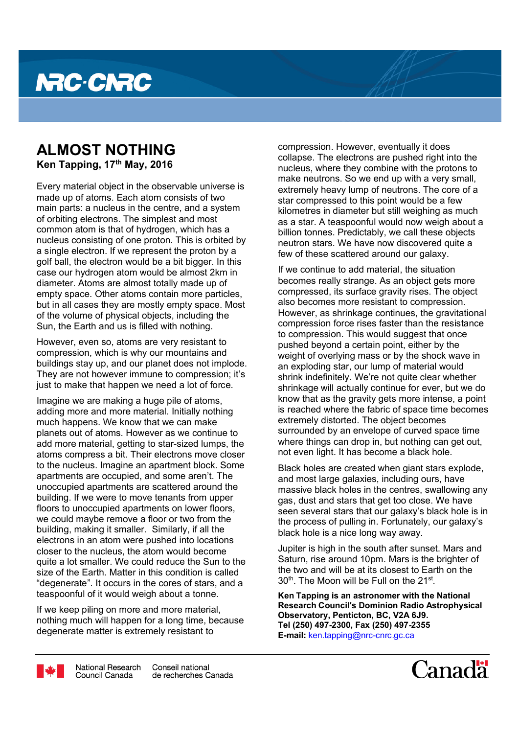# ALMOST NOTHING

**Ken Tapping, 17th May, 2016**

Every material object in the observable universe is made up of atoms. Each atom consists of two main parts: a nucleus in the centre, and a system of orbiting electrons. The simplest and most common atom is that of hydrogen, which has a nucleus consisting of one proton. This is orbited by a single electron. If we represent the proton by a golf ball, the electron would be a bit bigger. In this case our hydrogen atom would be almost 2km in diameter. Atoms are almost totally made up of empty space. Other atoms contain more particles, but in all cases they are mostly empty space. Most of the volume of physical objects, including the Sun, the Earth and us is filled with nothing.

However, even so, atoms are very resistant to compression, which is why our mountains and buildings stay up, and our planet does not implode. They are not however immune to compression; it's just to make that happen we need a lot of force.

Imagine we are making a huge pile of atoms, adding more and more material. Initially nothing much happens. We know that we can make planets out of atoms. However as we continue to add more material, getting to star-sized lumps, the atoms compress a bit. Their electrons move closer to the nucleus. Imagine an apartment block. Some apartments are occupied, and some aren't. The unoccupied apartments are scattered around the building. If we were to move tenants from upper floors to unoccupied apartments on lower floors, we could maybe remove a floor or two from the building, making it smaller. Similarly, if all the electrons in an atom were pushed into locations closer to the nucleus, the atom would become quite a lot smaller. We could reduce the Sun to the size of the Earth. Matter in this condition is called "degenerate". It occurs in the cores of stars, and a teaspoonful of it would weigh about a tonne.

If we keep piling on more and more material, nothing much will happen for a long time, because degenerate matter is extremely resistant to compression. However, eventually it does collapse. The electrons are pushed right into the nucleus, where they combine with the protons to make neutrons. So we end up with a very small, extremely heavy lump of neutrons. The core of a star compressed to this point would be a few kilometres in diameter but still weighing as much as a star. A teaspoonful would now weigh about a billion tonnes. Predictably, we call these objects neutron stars. We have now discovered quite a few of these scattered around our galaxy.

If we continue to add material, the situation becomes really strange. As an object gets more compressed, its surface gravity rises. The object also becomes more resistant to compression. However, as shrinkage continues, the gravitational compression force rises faster than the resistance to compression. This would suggest that once pushed beyond a certain point, either by the weight of overlying mass or by the shock wave in an exploding star, our lump of material would shrink indefinitely. We're not quite clear whether shrinkage will actually continue for ever, but we do know that as the gravity gets more intense, a point is reached where the fabric of space time becomes extremely distorted. The object becomes surrounded by an envelope of curved space time where things can drop in, but nothing can get out, not even light. It has become a black hole.

Black holes are created when giant stars explode, and most large galaxies, including ours, have massive black holes in the centres, swallowing any gas, dust and stars that get too close. We have seen several stars that our galaxy's black hole is in the process of pulling in. Fortunately, our galaxy's black hole is a nice long way away.

Jupiter is high in the south after sunset. Mars and Saturn, rise around 10pm. Mars is the brighter of the two and will be at its closest to Earth on the 30th. The Moon will be Full on the 21st.

**Ken Tapping is an astronomer with the National Research Council's Dominion Radio Astrophysical Observatory, Penticton, BC, V2A 6J9.**
**Tel (250) 497-2300, Fax (250) 497-2355**
**E-mail:** ken.tapping@nrc-cnrc.gc.ca